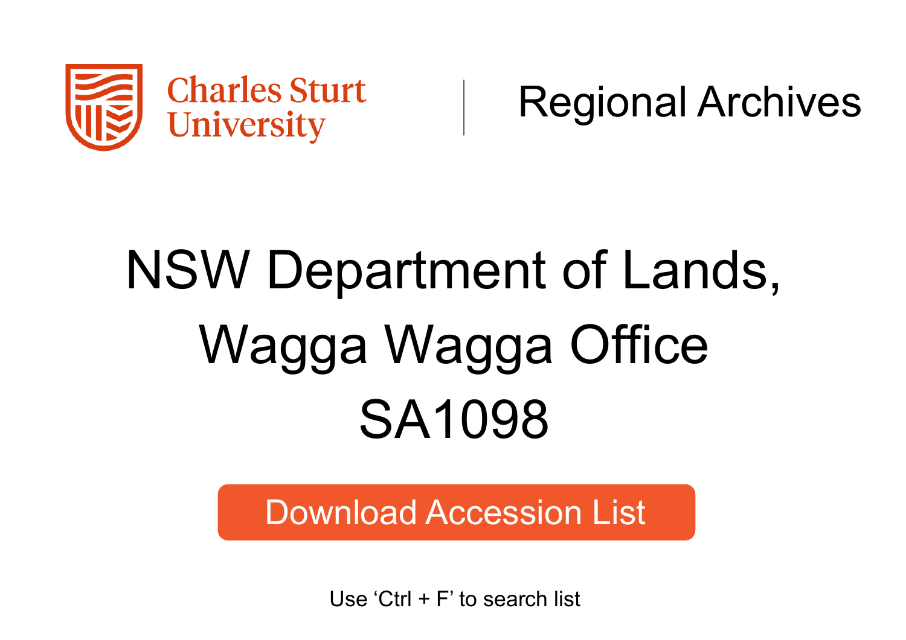Charles Sturt University | Regional Archives

# NSW Department of Lands, Wagga Wagga Office SA1098

Download Accession List

Use ‘Ctrl + F’ to search list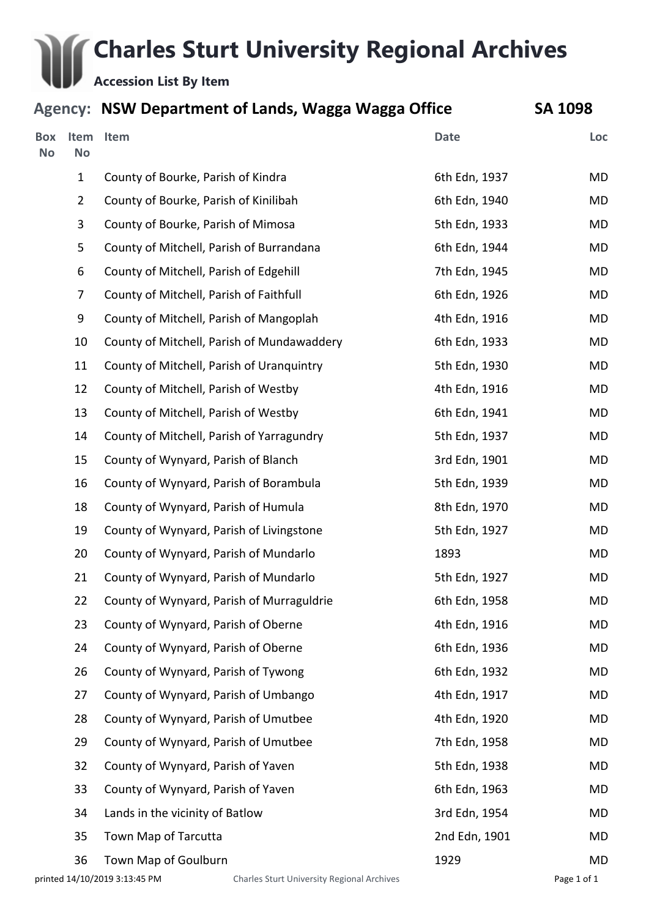# Charles Sturt University Regional Archives

**Accession List By Item**

## Agency: NSW Department of Lands, Wagga Wagga Office — SA 1098

| Box No | Item No | Item | Date | Loc |
|---|---|---|---|---|
| | 1 | County of Bourke, Parish of Kindra | 6th Edn, 1937 | MD |
| | 2 | County of Bourke, Parish of Kinilibah | 6th Edn, 1940 | MD |
| | 3 | County of Bourke, Parish of Mimosa | 5th Edn, 1933 | MD |
| | 5 | County of Mitchell, Parish of Burrandana | 6th Edn, 1944 | MD |
| | 6 | County of Mitchell, Parish of Edgehill | 7th Edn, 1945 | MD |
| | 7 | County of Mitchell, Parish of Faithfull | 6th Edn, 1926 | MD |
| | 9 | County of Mitchell, Parish of Mangoplah | 4th Edn, 1916 | MD |
| | 10 | County of Mitchell, Parish of Mundawaddery | 6th Edn, 1933 | MD |
| | 11 | County of Mitchell, Parish of Uranquintry | 5th Edn, 1930 | MD |
| | 12 | County of Mitchell, Parish of Westby | 4th Edn, 1916 | MD |
| | 13 | County of Mitchell, Parish of Westby | 6th Edn, 1941 | MD |
| | 14 | County of Mitchell, Parish of Yarragundry | 5th Edn, 1937 | MD |
| | 15 | County of Wynyard, Parish of Blanch | 3rd Edn, 1901 | MD |
| | 16 | County of Wynyard, Parish of Borambula | 5th Edn, 1939 | MD |
| | 18 | County of Wynyard, Parish of Humula | 8th Edn, 1970 | MD |
| | 19 | County of Wynyard, Parish of Livingstone | 5th Edn, 1927 | MD |
| | 20 | County of Wynyard, Parish of Mundarlo | 1893 | MD |
| | 21 | County of Wynyard, Parish of Mundarlo | 5th Edn, 1927 | MD |
| | 22 | County of Wynyard, Parish of Murraguldrie | 6th Edn, 1958 | MD |
| | 23 | County of Wynyard, Parish of Oberne | 4th Edn, 1916 | MD |
| | 24 | County of Wynyard, Parish of Oberne | 6th Edn, 1936 | MD |
| | 26 | County of Wynyard, Parish of Tywong | 6th Edn, 1932 | MD |
| | 27 | County of Wynyard, Parish of Umbango | 4th Edn, 1917 | MD |
| | 28 | County of Wynyard, Parish of Umutbee | 4th Edn, 1920 | MD |
| | 29 | County of Wynyard, Parish of Umutbee | 7th Edn, 1958 | MD |
| | 32 | County of Wynyard, Parish of Yaven | 5th Edn, 1938 | MD |
| | 33 | County of Wynyard, Parish of Yaven | 6th Edn, 1963 | MD |
| | 34 | Lands in the vicinity of Batlow | 3rd Edn, 1954 | MD |
| | 35 | Town Map of Tarcutta | 2nd Edn, 1901 | MD |
| | 36 | Town Map of Goulburn | 1929 | MD |

printed 14/10/2019 3:13:45 PM